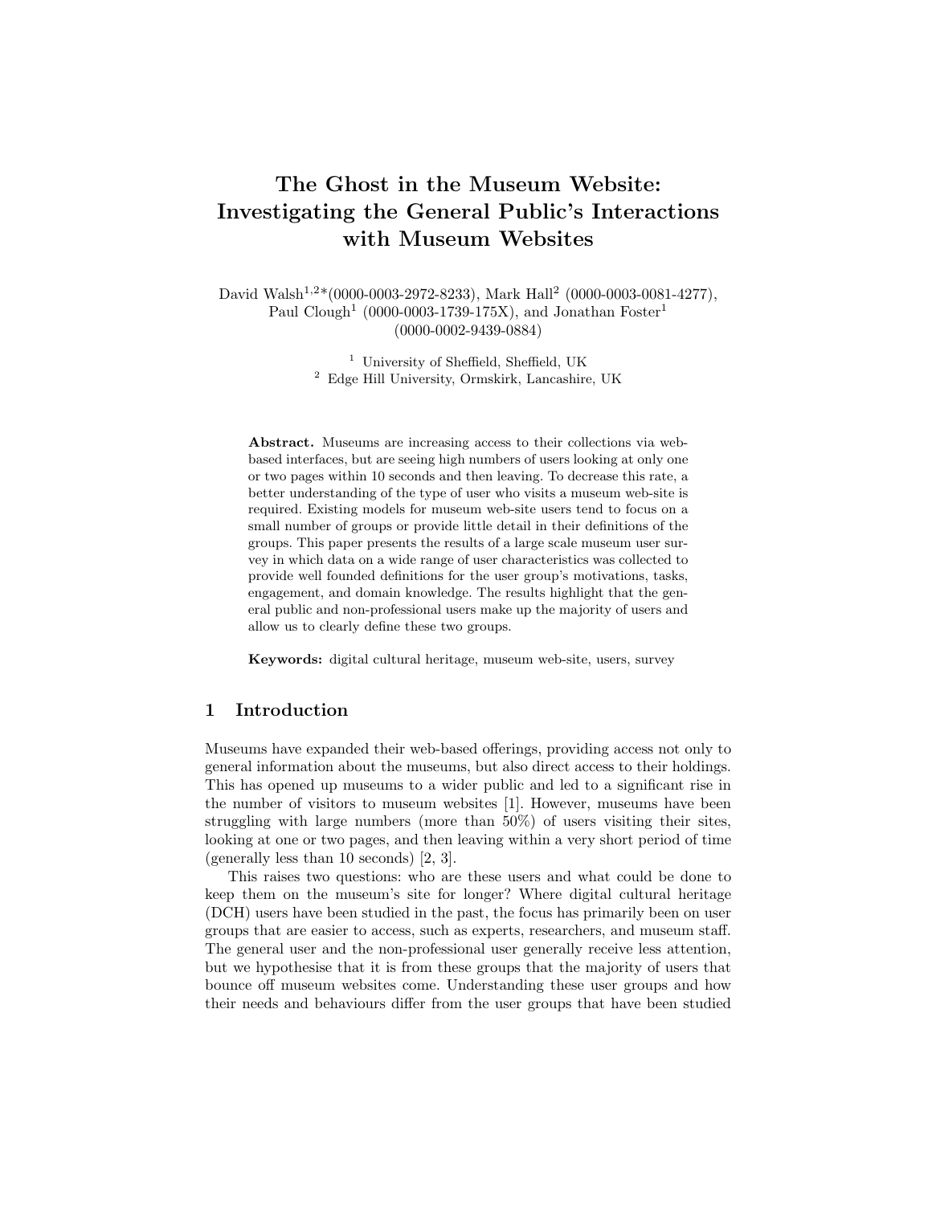# The Ghost in the Museum Website: Investigating the General Public's Interactions with Museum Websites

David Walsh[1,2]*(0000-0003-2972-8233), Mark Hall[2] (0000-0003-0081-4277), Paul Clough[1] (0000-0003-1739-175X), and Jonathan Foster[1] (0000-0002-9439-0884)

[1] University of Sheffield, Sheffield, UK
[2] Edge Hill University, Ormskirk, Lancashire, UK

**Abstract.** Museums are increasing access to their collections via web-based interfaces, but are seeing high numbers of users looking at only one or two pages within 10 seconds and then leaving. To decrease this rate, a better understanding of the type of user who visits a museum web-site is required. Existing models for museum web-site users tend to focus on a small number of groups or provide little detail in their definitions of the groups. This paper presents the results of a large scale museum user survey in which data on a wide range of user characteristics was collected to provide well founded definitions for the user group's motivations, tasks, engagement, and domain knowledge. The results highlight that the general public and non-professional users make up the majority of users and allow us to clearly define these two groups.

**Keywords:** digital cultural heritage, museum web-site, users, survey

## 1 Introduction

Museums have expanded their web-based offerings, providing access not only to general information about the museums, but also direct access to their holdings. This has opened up museums to a wider public and led to a significant rise in the number of visitors to museum websites [1]. However, museums have been struggling with large numbers (more than 50%) of users visiting their sites, looking at one or two pages, and then leaving within a very short period of time (generally less than 10 seconds) [2, 3].

This raises two questions: who are these users and what could be done to keep them on the museum's site for longer? Where digital cultural heritage (DCH) users have been studied in the past, the focus has primarily been on user groups that are easier to access, such as experts, researchers, and museum staff. The general user and the non-professional user generally receive less attention, but we hypothesise that it is from these groups that the majority of users that bounce off museum websites come. Understanding these user groups and how their needs and behaviours differ from the user groups that have been studied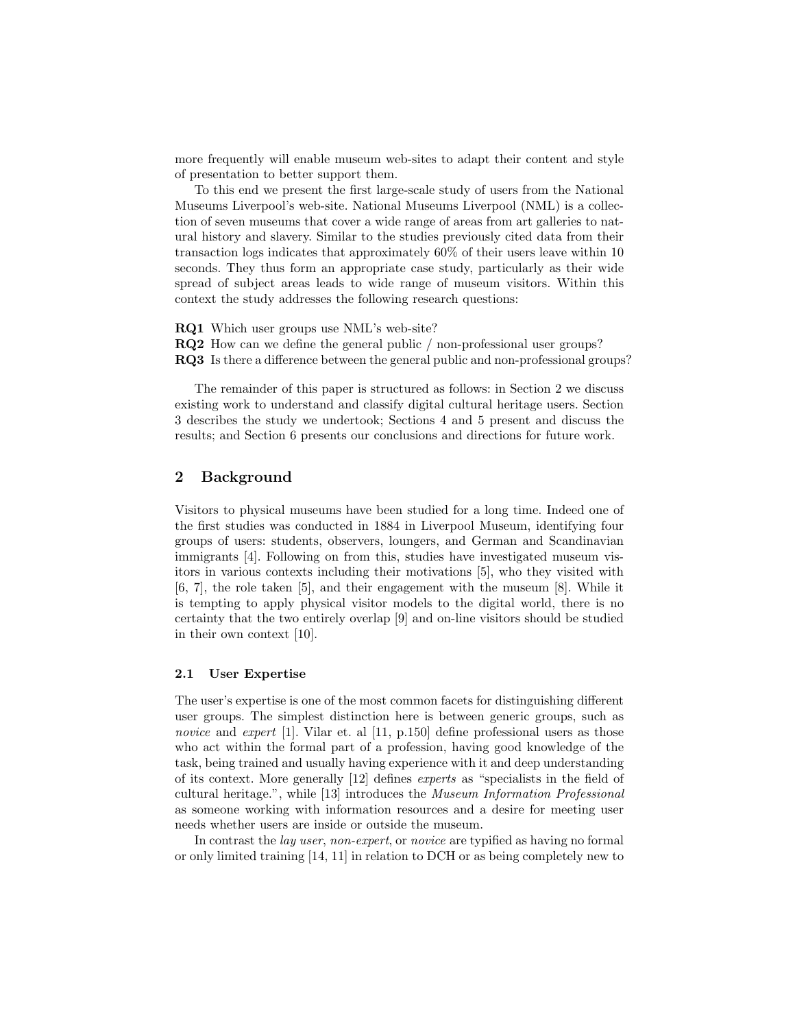more frequently will enable museum web-sites to adapt their content and style of presentation to better support them.

To this end we present the first large-scale study of users from the National Museums Liverpool's web-site. National Museums Liverpool (NML) is a collection of seven museums that cover a wide range of areas from art galleries to natural history and slavery. Similar to the studies previously cited data from their transaction logs indicates that approximately 60% of their users leave within 10 seconds. They thus form an appropriate case study, particularly as their wide spread of subject areas leads to wide range of museum visitors. Within this context the study addresses the following research questions:

**RQ1** Which user groups use NML's web-site?
**RQ2** How can we define the general public / non-professional user groups?
**RQ3** Is there a difference between the general public and non-professional groups?

The remainder of this paper is structured as follows: in Section 2 we discuss existing work to understand and classify digital cultural heritage users. Section 3 describes the study we undertook; Sections 4 and 5 present and discuss the results; and Section 6 presents our conclusions and directions for future work.

## 2 Background

Visitors to physical museums have been studied for a long time. Indeed one of the first studies was conducted in 1884 in Liverpool Museum, identifying four groups of users: students, observers, loungers, and German and Scandinavian immigrants [4]. Following on from this, studies have investigated museum visitors in various contexts including their motivations [5], who they visited with [6, 7], the role taken [5], and their engagement with the museum [8]. While it is tempting to apply physical visitor models to the digital world, there is no certainty that the two entirely overlap [9] and on-line visitors should be studied in their own context [10].

### 2.1 User Expertise

The user's expertise is one of the most common facets for distinguishing different user groups. The simplest distinction here is between generic groups, such as *novice* and *expert* [1]. Vilar et. al [11, p.150] define professional users as those who act within the formal part of a profession, having good knowledge of the task, being trained and usually having experience with it and deep understanding of its context. More generally [12] defines *experts* as "specialists in the field of cultural heritage.", while [13] introduces the *Museum Information Professional* as someone working with information resources and a desire for meeting user needs whether users are inside or outside the museum.

In contrast the *lay user*, *non-expert*, or *novice* are typified as having no formal or only limited training [14, 11] in relation to DCH or as being completely new to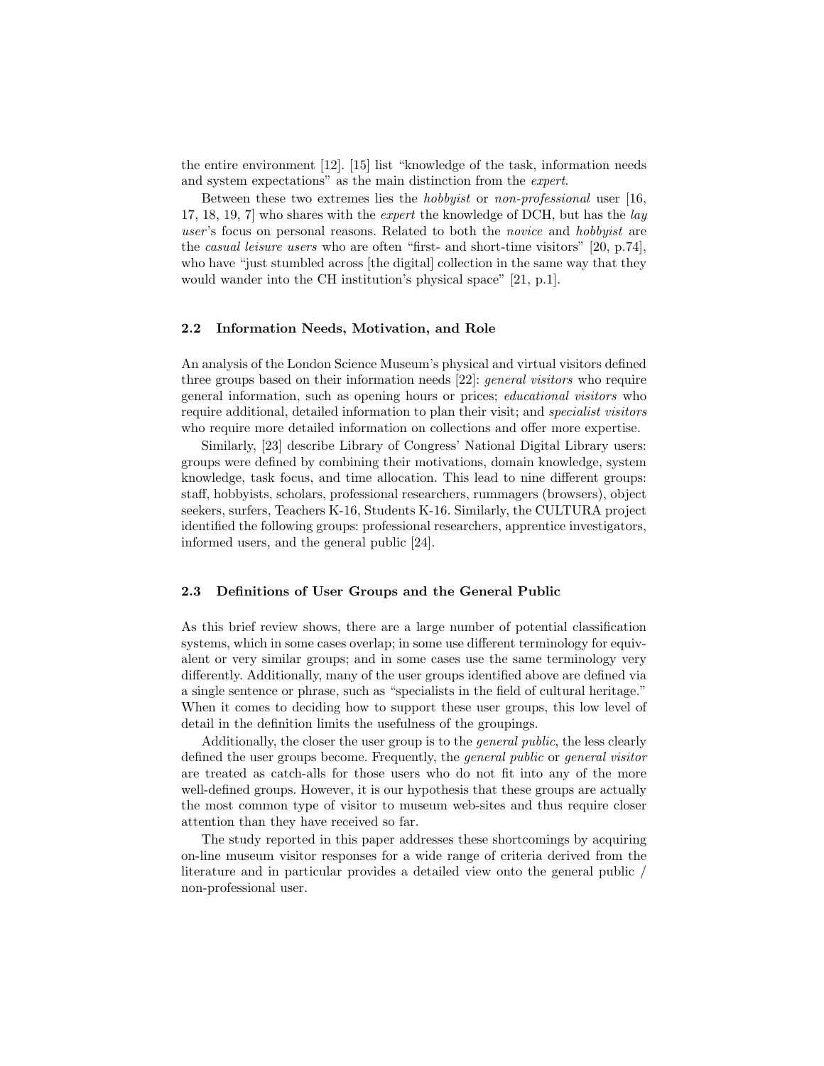the entire environment [12]. [15] list "knowledge of the task, information needs and system expectations" as the main distinction from the *expert*.

Between these two extremes lies the *hobbyist* or *non-professional* user [16, 17, 18, 19, 7] who shares with the *expert* the knowledge of DCH, but has the *lay user*'s focus on personal reasons. Related to both the *novice* and *hobbyist* are the *casual leisure users* who are often "first- and short-time visitors" [20, p.74], who have "just stumbled across [the digital] collection in the same way that they would wander into the CH institution's physical space" [21, p.1].

### 2.2 Information Needs, Motivation, and Role

An analysis of the London Science Museum's physical and virtual visitors defined three groups based on their information needs [22]: *general visitors* who require general information, such as opening hours or prices; *educational visitors* who require additional, detailed information to plan their visit; and *specialist visitors* who require more detailed information on collections and offer more expertise.

Similarly, [23] describe Library of Congress' National Digital Library users: groups were defined by combining their motivations, domain knowledge, system knowledge, task focus, and time allocation. This lead to nine different groups: staff, hobbyists, scholars, professional researchers, rummagers (browsers), object seekers, surfers, Teachers K-16, Students K-16. Similarly, the CULTURA project identified the following groups: professional researchers, apprentice investigators, informed users, and the general public [24].

### 2.3 Definitions of User Groups and the General Public

As this brief review shows, there are a large number of potential classification systems, which in some cases overlap; in some use different terminology for equivalent or very similar groups; and in some cases use the same terminology very differently. Additionally, many of the user groups identified above are defined via a single sentence or phrase, such as "specialists in the field of cultural heritage." When it comes to deciding how to support these user groups, this low level of detail in the definition limits the usefulness of the groupings.

Additionally, the closer the user group is to the *general public*, the less clearly defined the user groups become. Frequently, the *general public* or *general visitor* are treated as catch-alls for those users who do not fit into any of the more well-defined groups. However, it is our hypothesis that these groups are actually the most common type of visitor to museum web-sites and thus require closer attention than they have received so far.

The study reported in this paper addresses these shortcomings by acquiring on-line museum visitor responses for a wide range of criteria derived from the literature and in particular provides a detailed view onto the general public / non-professional user.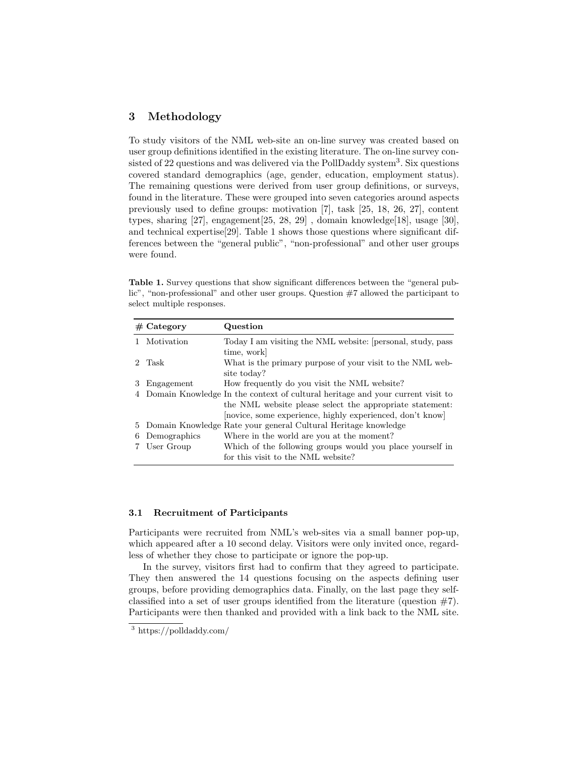## 3 Methodology

To study visitors of the NML web-site an on-line survey was created based on user group definitions identified in the existing literature. The on-line survey consisted of 22 questions and was delivered via the PollDaddy system[3]. Six questions covered standard demographics (age, gender, education, employment status). The remaining questions were derived from user group definitions, or surveys, found in the literature. These were grouped into seven categories around aspects previously used to define groups: motivation [7], task [25, 18, 26, 27], content types, sharing [27], engagement[25, 28, 29] , domain knowledge[18], usage [30], and technical expertise[29]. Table 1 shows those questions where significant differences between the "general public", "non-professional" and other user groups were found.

**Table 1.** Survey questions that show significant differences between the "general public", "non-professional" and other user groups. Question #7 allowed the participant to select multiple responses.

| # | Category | Question |
|---|---|---|
| 1 | Motivation | Today I am visiting the NML website: [personal, study, pass time, work] |
| 2 | Task | What is the primary purpose of your visit to the NML website today? |
| 3 | Engagement | How frequently do you visit the NML website? |
| 4 | Domain Knowledge | In the context of cultural heritage and your current visit to the NML website please select the appropriate statement: [novice, some experience, highly experienced, don't know] |
| 5 | Domain Knowledge | Rate your general Cultural Heritage knowledge |
| 6 | Demographics | Where in the world are you at the moment? |
| 7 | User Group | Which of the following groups would you place yourself in for this visit to the NML website? |

### 3.1 Recruitment of Participants

Participants were recruited from NML's web-sites via a small banner pop-up, which appeared after a 10 second delay. Visitors were only invited once, regardless of whether they chose to participate or ignore the pop-up.

In the survey, visitors first had to confirm that they agreed to participate. They then answered the 14 questions focusing on the aspects defining user groups, before providing demographics data. Finally, on the last page they self-classified into a set of user groups identified from the literature (question #7). Participants were then thanked and provided with a link back to the NML site.

[3] https://polldaddy.com/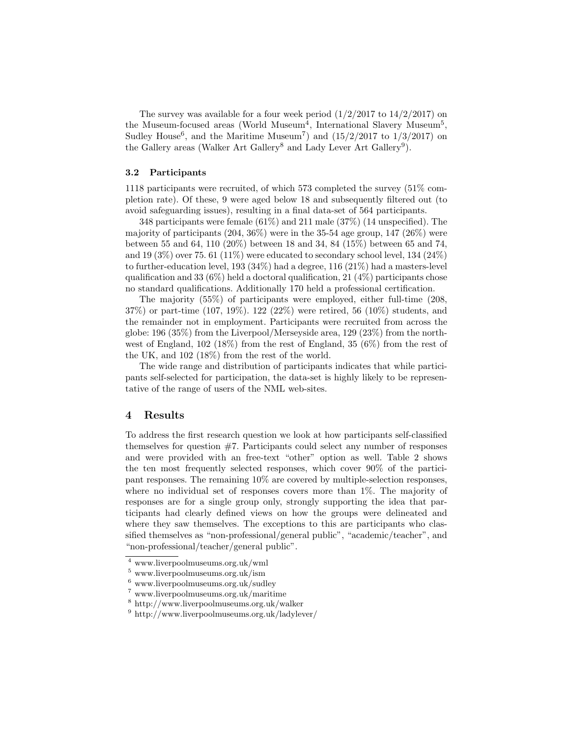The survey was available for a four week period (1/2/2017 to 14/2/2017) on the Museum-focused areas (World Museum[4], International Slavery Museum[5], Sudley House[6], and the Maritime Museum[7]) and (15/2/2017 to 1/3/2017) on the Gallery areas (Walker Art Gallery[8] and Lady Lever Art Gallery[9]).

### 3.2 Participants

1118 participants were recruited, of which 573 completed the survey (51% completion rate). Of these, 9 were aged below 18 and subsequently filtered out (to avoid safeguarding issues), resulting in a final data-set of 564 participants.

348 participants were female (61%) and 211 male (37%) (14 unspecified). The majority of participants (204, 36%) were in the 35-54 age group, 147 (26%) were between 55 and 64, 110 (20%) between 18 and 34, 84 (15%) between 65 and 74, and 19 (3%) over 75. 61 (11%) were educated to secondary school level, 134 (24%) to further-education level, 193 (34%) had a degree, 116 (21%) had a masters-level qualification and 33 (6%) held a doctoral qualification, 21 (4%) participants chose no standard qualifications. Additionally 170 held a professional certification.

The majority (55%) of participants were employed, either full-time (208, 37%) or part-time (107, 19%). 122 (22%) were retired, 56 (10%) students, and the remainder not in employment. Participants were recruited from across the globe: 196 (35%) from the Liverpool/Merseyside area, 129 (23%) from the north-west of England, 102 (18%) from the rest of England, 35 (6%) from the rest of the UK, and 102 (18%) from the rest of the world.

The wide range and distribution of participants indicates that while participants self-selected for participation, the data-set is highly likely to be representative of the range of users of the NML web-sites.

## 4 Results

To address the first research question we look at how participants self-classified themselves for question #7. Participants could select any number of responses and were provided with an free-text "other" option as well. Table 2 shows the ten most frequently selected responses, which cover 90% of the participant responses. The remaining 10% are covered by multiple-selection responses, where no individual set of responses covers more than 1%. The majority of responses are for a single group only, strongly supporting the idea that participants had clearly defined views on how the groups were delineated and where they saw themselves. The exceptions to this are participants who classified themselves as "non-professional/general public", "academic/teacher", and "non-professional/teacher/general public".

[4] www.liverpoolmuseums.org.uk/wml

[5] www.liverpoolmuseums.org.uk/ism

[6] www.liverpoolmuseums.org.uk/sudley

[7] www.liverpoolmuseums.org.uk/maritime

[8] http://www.liverpoolmuseums.org.uk/walker

[9] http://www.liverpoolmuseums.org.uk/ladylever/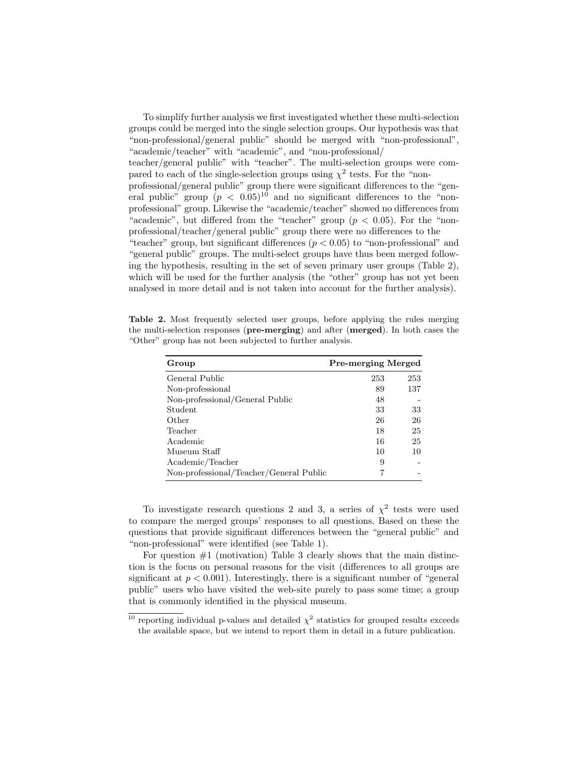To simplify further analysis we first investigated whether these multi-selection groups could be merged into the single selection groups. Our hypothesis was that "non-professional/general public" should be merged with "non-professional", "academic/teacher" with "academic", and "non-professional/teacher/general public" with "teacher". The multi-selection groups were compared to each of the single-selection groups using $\chi^2$ tests. For the "non-professional/general public" group there were significant differences to the "general public" group ($p < 0.05$)[10] and no significant differences to the "non-professional" group. Likewise the "academic/teacher" showed no differences from "academic", but differed from the "teacher" group ($p < 0.05$). For the "non-professional/teacher/general public" group there were no differences to the "teacher" group, but significant differences ($p < 0.05$) to "non-professional" and "general public" groups. The multi-select groups have thus been merged following the hypothesis, resulting in the set of seven primary user groups (Table 2), which will be used for the further analysis (the "other" group has not yet been analysed in more detail and is not taken into account for the further analysis).

**Table 2.** Most frequently selected user groups, before applying the rules merging the multi-selection responses (**pre-merging**) and after (**merged**). In both cases the "Other" group has not been subjected to further analysis.

| Group | Pre-merging | Merged |
|---|---|---|
| General Public | 253 | 253 |
| Non-professional | 89 | 137 |
| Non-professional/General Public | 48 | - |
| Student | 33 | 33 |
| Other | 26 | 26 |
| Teacher | 18 | 25 |
| Academic | 16 | 25 |
| Museum Staff | 10 | 10 |
| Academic/Teacher | 9 | - |
| Non-professional/Teacher/General Public | 7 | - |

To investigate research questions 2 and 3, a series of $\chi^2$ tests were used to compare the merged groups' responses to all questions. Based on these the questions that provide significant differences between the "general public" and "non-professional" were identified (see Table 1).

For question #1 (motivation) Table 3 clearly shows that the main distinction is the focus on personal reasons for the visit (differences to all groups are significant at $p < 0.001$). Interestingly, there is a significant number of "general public" users who have visited the web-site purely to pass some time; a group that is commonly identified in the physical museum.

[10] reporting individual p-values and detailed $\chi^2$ statistics for grouped results exceeds the available space, but we intend to report them in detail in a future publication.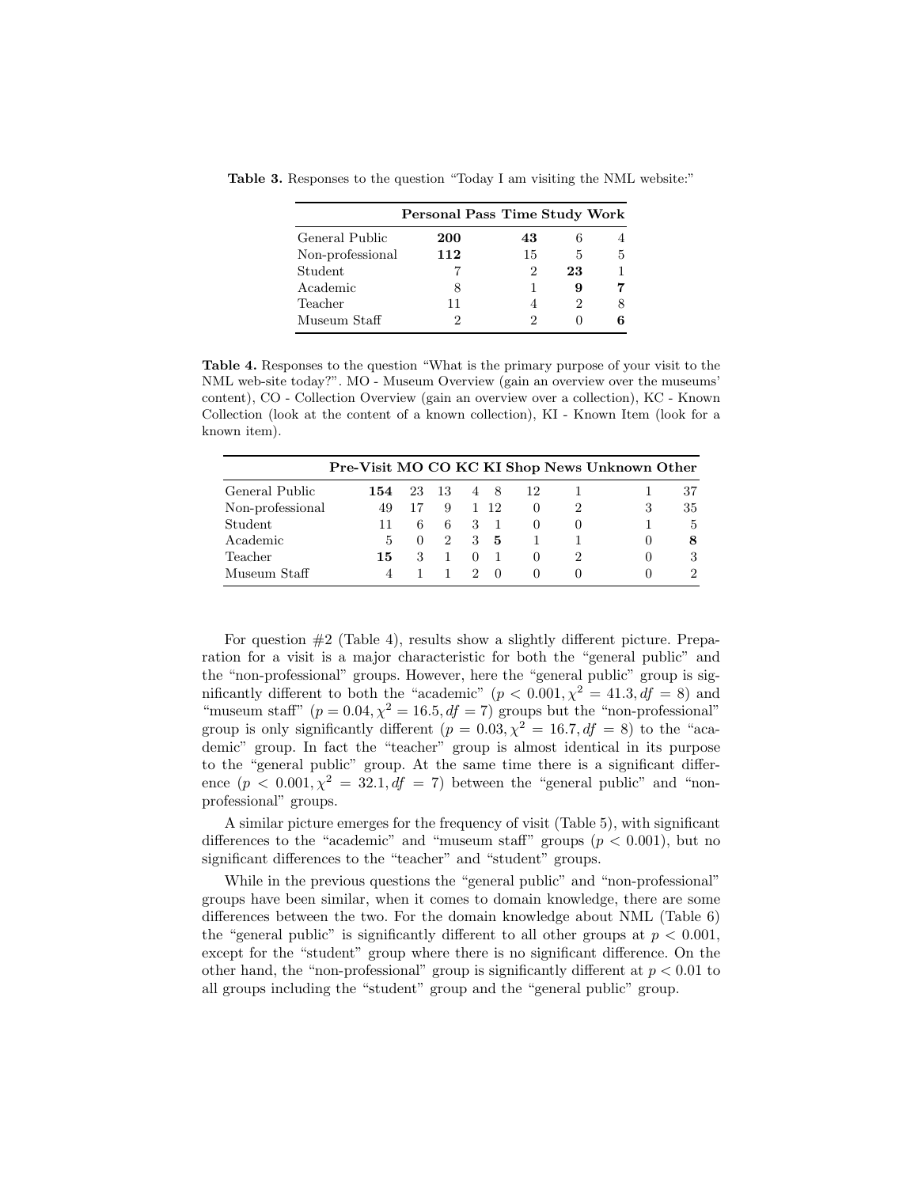**Table 3.** Responses to the question "Today I am visiting the NML website:"

| | Personal | Pass Time | Study | Work |
|---|---|---|---|---|
| General Public | **200** | **43** | 6 | 4 |
| Non-professional | **112** | 15 | 5 | 5 |
| Student | 7 | 2 | **23** | 1 |
| Academic | 8 | 1 | **9** | **7** |
| Teacher | 11 | 4 | 2 | 8 |
| Museum Staff | 2 | 2 | 0 | **6** |

**Table 4.** Responses to the question "What is the primary purpose of your visit to the NML web-site today?". MO - Museum Overview (gain an overview over the museums' content), CO - Collection Overview (gain an overview over a collection), KC - Known Collection (look at the content of a known collection), KI - Known Item (look for a known item).

| | Pre-Visit | MO | CO | KC | KI | Shop | News | Unknown | Other |
|---|---|---|---|---|---|---|---|---|---|
| General Public | **154** | 23 | 13 | 4 | 8 | 12 | 1 | 1 | 37 |
| Non-professional | 49 | 17 | 9 | 1 | 12 | 0 | 2 | 3 | 35 |
| Student | 11 | 6 | 6 | 3 | 1 | 0 | 0 | 1 | 5 |
| Academic | 5 | 0 | 2 | 3 | **5** | 1 | 1 | 0 | **8** |
| Teacher | **15** | 3 | 1 | 0 | 1 | 0 | 2 | 0 | 3 |
| Museum Staff | 4 | 1 | 1 | 2 | 0 | 0 | 0 | 0 | 2 |

For question #2 (Table 4), results show a slightly different picture. Preparation for a visit is a major characteristic for both the "general public" and the "non-professional" groups. However, here the "general public" group is significantly different to both the "academic" ($p < 0.001, \chi^2 = 41.3, df = 8$) and "museum staff" ($p = 0.04, \chi^2 = 16.5, df = 7$) groups but the "non-professional" group is only significantly different ($p = 0.03, \chi^2 = 16.7, df = 8$) to the "academic" group. In fact the "teacher" group is almost identical in its purpose to the "general public" group. At the same time there is a significant difference ($p < 0.001, \chi^2 = 32.1, df = 7$) between the "general public" and "non-professional" groups.

A similar picture emerges for the frequency of visit (Table 5), with significant differences to the "academic" and "museum staff" groups ($p < 0.001$), but no significant differences to the "teacher" and "student" groups.

While in the previous questions the "general public" and "non-professional" groups have been similar, when it comes to domain knowledge, there are some differences between the two. For the domain knowledge about NML (Table 6) the "general public" is significantly different to all other groups at $p < 0.001$, except for the "student" group where there is no significant difference. On the other hand, the "non-professional" group is significantly different at $p < 0.01$ to all groups including the "student" group and the "general public" group.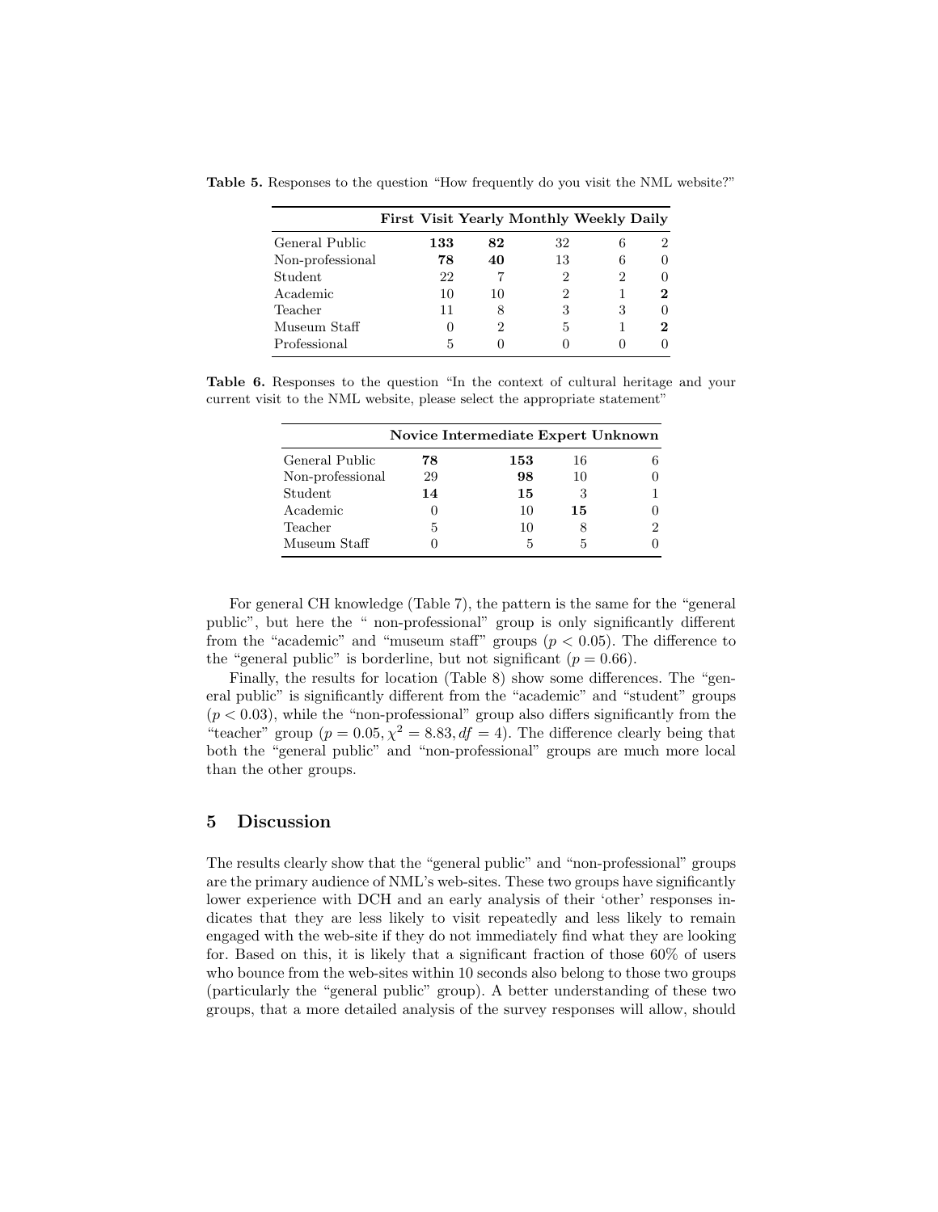**Table 5.** Responses to the question "How frequently do you visit the NML website?"

| | First Visit | Yearly | Monthly | Weekly | Daily |
|---|---|---|---|---|---|
| General Public | **133** | **82** | 32 | 6 | 2 |
| Non-professional | **78** | **40** | 13 | 6 | 0 |
| Student | 22 | 7 | 2 | 2 | 0 |
| Academic | 10 | 10 | 2 | 1 | **2** |
| Teacher | 11 | 8 | 3 | 3 | 0 |
| Museum Staff | 0 | 2 | 5 | 1 | **2** |
| Professional | 5 | 0 | 0 | 0 | 0 |

**Table 6.** Responses to the question "In the context of cultural heritage and your current visit to the NML website, please select the appropriate statement"

| | Novice | Intermediate | Expert | Unknown |
|---|---|---|---|---|
| General Public | **78** | **153** | 16 | 6 |
| Non-professional | 29 | **98** | 10 | 0 |
| Student | **14** | **15** | 3 | 1 |
| Academic | 0 | 10 | **15** | 0 |
| Teacher | 5 | 10 | 8 | 2 |
| Museum Staff | 0 | 5 | 5 | 0 |

For general CH knowledge (Table 7), the pattern is the same for the "general public", but here the " non-professional" group is only significantly different from the "academic" and "museum staff" groups ($p < 0.05$). The difference to the "general public" is borderline, but not significant ($p = 0.66$).

Finally, the results for location (Table 8) show some differences. The "general public" is significantly different from the "academic" and "student" groups ($p < 0.03$), while the "non-professional" group also differs significantly from the "teacher" group ($p = 0.05, \chi^2 = 8.83, df = 4$). The difference clearly being that both the "general public" and "non-professional" groups are much more local than the other groups.

## 5 Discussion

The results clearly show that the "general public" and "non-professional" groups are the primary audience of NML's web-sites. These two groups have significantly lower experience with DCH and an early analysis of their 'other' responses indicates that they are less likely to visit repeatedly and less likely to remain engaged with the web-site if they do not immediately find what they are looking for. Based on this, it is likely that a significant fraction of those 60% of users who bounce from the web-sites within 10 seconds also belong to those two groups (particularly the "general public" group). A better understanding of these two groups, that a more detailed analysis of the survey responses will allow, should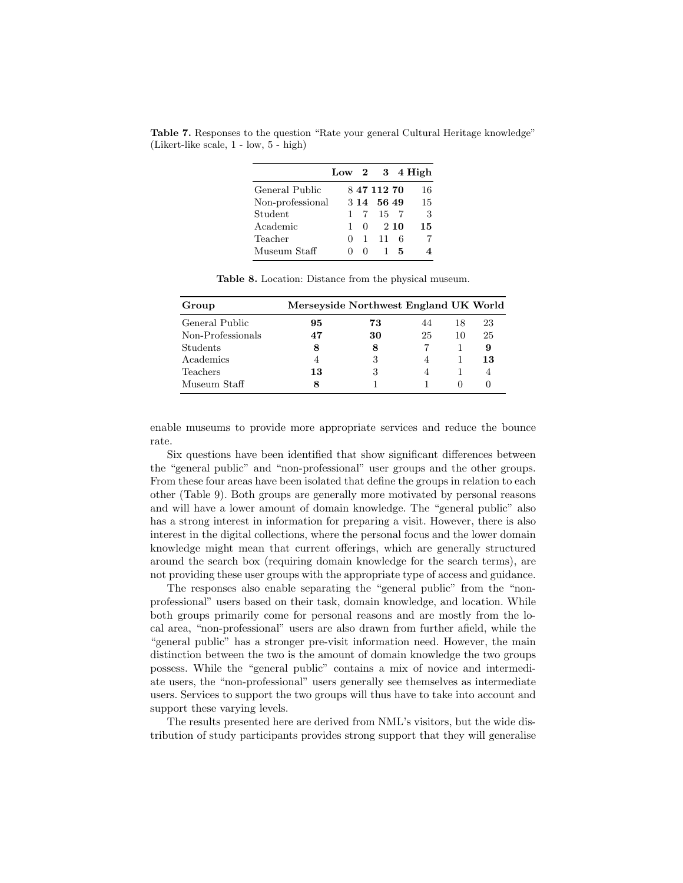**Table 7.** Responses to the question "Rate your general Cultural Heritage knowledge" (Likert-like scale, 1 - low, 5 - high)

| | Low | 2 | 3 | 4 | High |
|---|---|---|---|---|---|
| General Public | 8 | **47** | **112** | **70** | 16 |
| Non-professional | 3 | **14** | **56** | **49** | 15 |
| Student | 1 | 7 | 15 | 7 | 3 |
| Academic | 1 | 0 | 2 | **10** | **15** |
| Teacher | 0 | 1 | 11 | 6 | 7 |
| Museum Staff | 0 | 0 | 1 | **5** | **4** |

**Table 8.** Location: Distance from the physical museum.

| Group | Merseyside | Northwest England | UK | World |
|---|---|---|---|---|
| General Public | **95** | **73** | 44 | 18 | 23 |
| Non-Professionals | **47** | **30** | 25 | 10 | 25 |
| Students | **8** | **8** | 7 | 1 | **9** |
| Academics | 4 | 3 | 4 | 1 | **13** |
| Teachers | **13** | 3 | 4 | 1 | 4 |
| Museum Staff | **8** | 1 | 1 | 0 | 0 |

enable museums to provide more appropriate services and reduce the bounce rate.

Six questions have been identified that show significant differences between the "general public" and "non-professional" user groups and the other groups. From these four areas have been isolated that define the groups in relation to each other (Table 9). Both groups are generally more motivated by personal reasons and will have a lower amount of domain knowledge. The "general public" also has a strong interest in information for preparing a visit. However, there is also interest in the digital collections, where the personal focus and the lower domain knowledge might mean that current offerings, which are generally structured around the search box (requiring domain knowledge for the search terms), are not providing these user groups with the appropriate type of access and guidance.

The responses also enable separating the "general public" from the "non-professional" users based on their task, domain knowledge, and location. While both groups primarily come for personal reasons and are mostly from the local area, "non-professional" users are also drawn from further afield, while the "general public" has a stronger pre-visit information need. However, the main distinction between the two is the amount of domain knowledge the two groups possess. While the "general public" contains a mix of novice and intermediate users, the "non-professional" users generally see themselves as intermediate users. Services to support the two groups will thus have to take into account and support these varying levels.

The results presented here are derived from NML's visitors, but the wide distribution of study participants provides strong support that they will generalise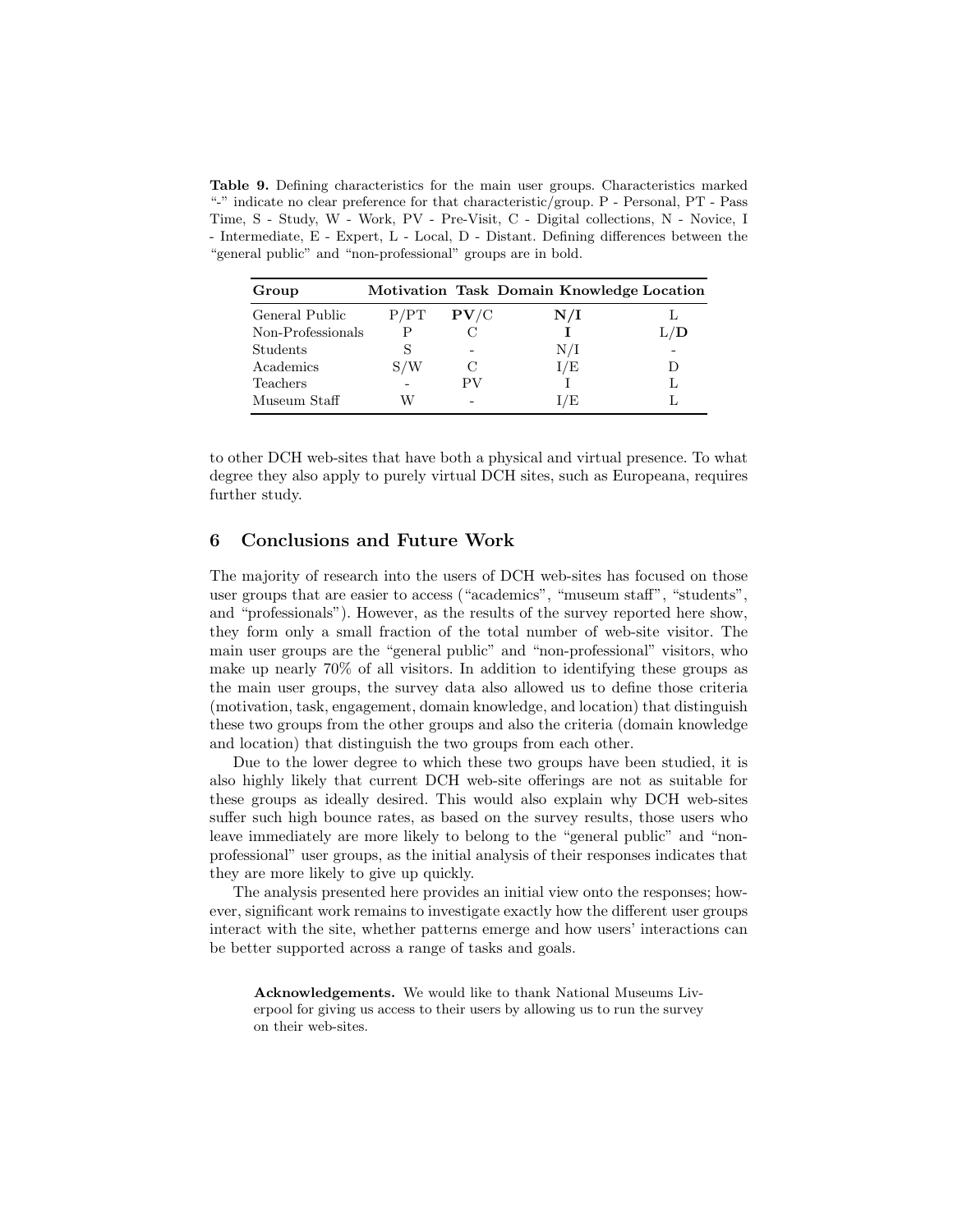**Table 9.** Defining characteristics for the main user groups. Characteristics marked "-" indicate no clear preference for that characteristic/group. P - Personal, PT - Pass Time, S - Study, W - Work, PV - Pre-Visit, C - Digital collections, N - Novice, I - Intermediate, E - Expert, L - Local, D - Distant. Defining differences between the "general public" and "non-professional" groups are in bold.

| Group | Motivation | Task | Domain Knowledge | Location |
|---|---|---|---|---|
| General Public | P/PT | **PV**/C | **N/I** | L |
| Non-Professionals | P | C | **I** | L/**D** |
| Students | S | - | N/I | - |
| Academics | S/W | C | I/E | D |
| Teachers | - | PV | I | L |
| Museum Staff | W | - | I/E | L |

to other DCH web-sites that have both a physical and virtual presence. To what degree they also apply to purely virtual DCH sites, such as Europeana, requires further study.

## 6 Conclusions and Future Work

The majority of research into the users of DCH web-sites has focused on those user groups that are easier to access ("academics", "museum staff", "students", and "professionals"). However, as the results of the survey reported here show, they form only a small fraction of the total number of web-site visitor. The main user groups are the "general public" and "non-professional" visitors, who make up nearly 70% of all visitors. In addition to identifying these groups as the main user groups, the survey data also allowed us to define those criteria (motivation, task, engagement, domain knowledge, and location) that distinguish these two groups from the other groups and also the criteria (domain knowledge and location) that distinguish the two groups from each other.

Due to the lower degree to which these two groups have been studied, it is also highly likely that current DCH web-site offerings are not as suitable for these groups as ideally desired. This would also explain why DCH web-sites suffer such high bounce rates, as based on the survey results, those users who leave immediately are more likely to belong to the "general public" and "non-professional" user groups, as the initial analysis of their responses indicates that they are more likely to give up quickly.

The analysis presented here provides an initial view onto the responses; however, significant work remains to investigate exactly how the different user groups interact with the site, whether patterns emerge and how users' interactions can be better supported across a range of tasks and goals.

**Acknowledgements.** We would like to thank National Museums Liverpool for giving us access to their users by allowing us to run the survey on their web-sites.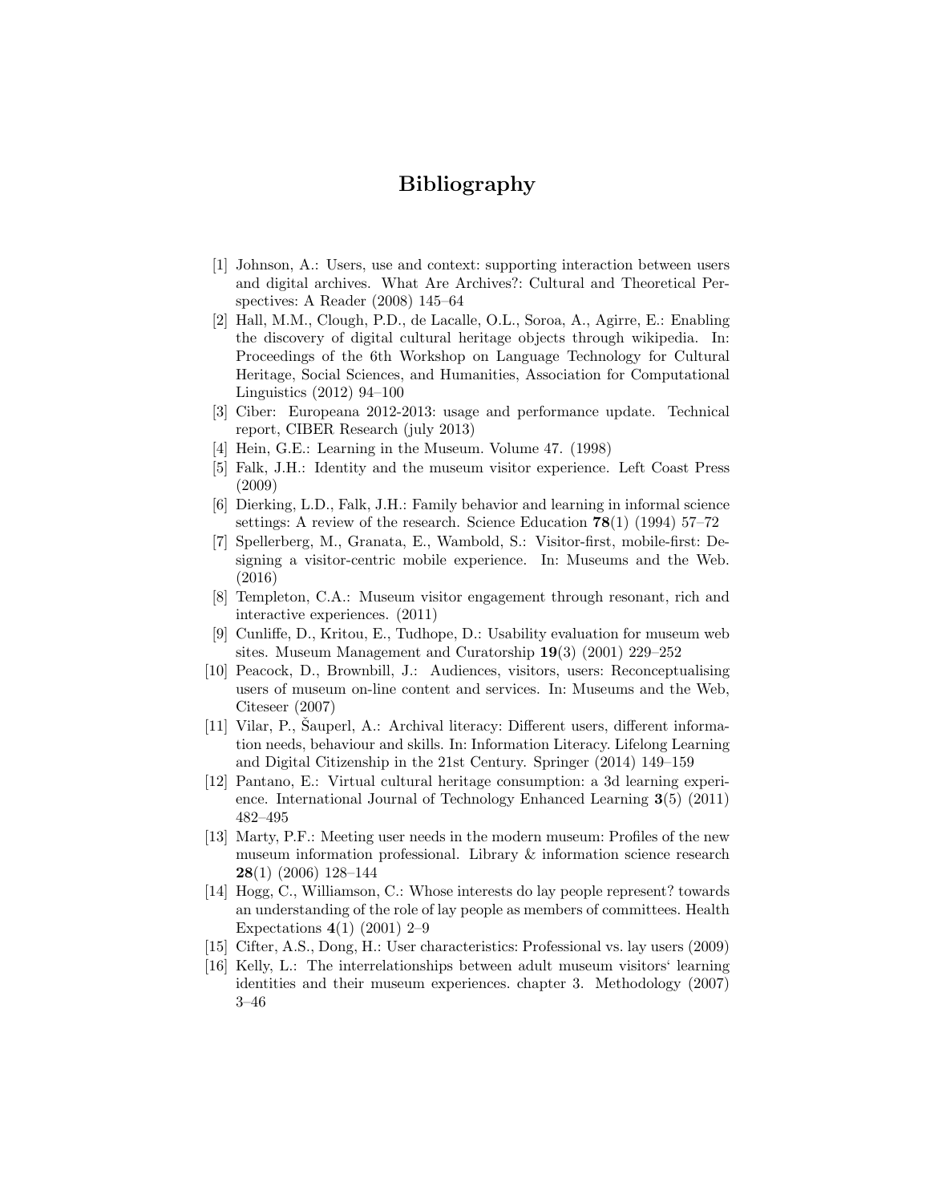# Bibliography

[1] Johnson, A.: Users, use and context: supporting interaction between users and digital archives. What Are Archives?: Cultural and Theoretical Perspectives: A Reader (2008) 145–64

[2] Hall, M.M., Clough, P.D., de Lacalle, O.L., Soroa, A., Agirre, E.: Enabling the discovery of digital cultural heritage objects through wikipedia. In: Proceedings of the 6th Workshop on Language Technology for Cultural Heritage, Social Sciences, and Humanities, Association for Computational Linguistics (2012) 94–100

[3] Ciber: Europeana 2012-2013: usage and performance update. Technical report, CIBER Research (july 2013)

[4] Hein, G.E.: Learning in the Museum. Volume 47. (1998)

[5] Falk, J.H.: Identity and the museum visitor experience. Left Coast Press (2009)

[6] Dierking, L.D., Falk, J.H.: Family behavior and learning in informal science settings: A review of the research. Science Education **78**(1) (1994) 57–72

[7] Spellerberg, M., Granata, E., Wambold, S.: Visitor-first, mobile-first: Designing a visitor-centric mobile experience. In: Museums and the Web. (2016)

[8] Templeton, C.A.: Museum visitor engagement through resonant, rich and interactive experiences. (2011)

[9] Cunliffe, D., Kritou, E., Tudhope, D.: Usability evaluation for museum web sites. Museum Management and Curatorship **19**(3) (2001) 229–252

[10] Peacock, D., Brownbill, J.: Audiences, visitors, users: Reconceptualising users of museum on-line content and services. In: Museums and the Web, Citeseer (2007)

[11] Vilar, P., Šauperl, A.: Archival literacy: Different users, different information needs, behaviour and skills. In: Information Literacy. Lifelong Learning and Digital Citizenship in the 21st Century. Springer (2014) 149–159

[12] Pantano, E.: Virtual cultural heritage consumption: a 3d learning experience. International Journal of Technology Enhanced Learning **3**(5) (2011) 482–495

[13] Marty, P.F.: Meeting user needs in the modern museum: Profiles of the new museum information professional. Library & information science research **28**(1) (2006) 128–144

[14] Hogg, C., Williamson, C.: Whose interests do lay people represent? towards an understanding of the role of lay people as members of committees. Health Expectations **4**(1) (2001) 2–9

[15] Cifter, A.S., Dong, H.: User characteristics: Professional vs. lay users (2009)

[16] Kelly, L.: The interrelationships between adult museum visitors' learning identities and their museum experiences. chapter 3. Methodology (2007) 3–46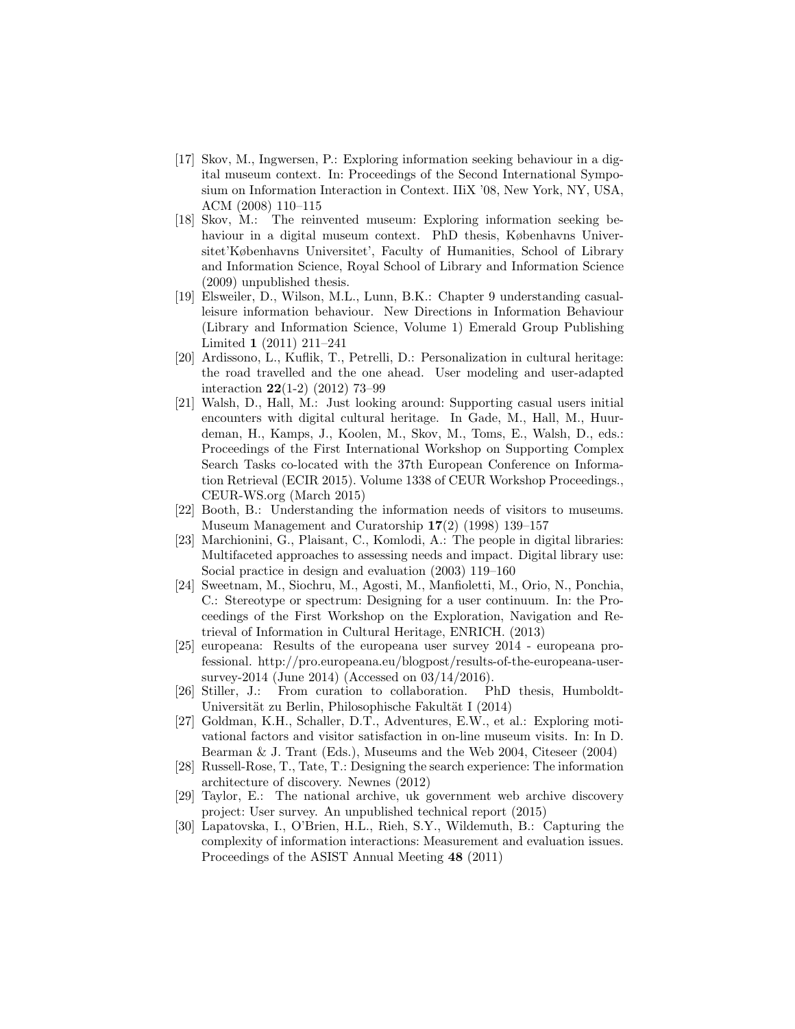[17] Skov, M., Ingwersen, P.: Exploring information seeking behaviour in a digital museum context. In: Proceedings of the Second International Symposium on Information Interaction in Context. IIiX '08, New York, NY, USA, ACM (2008) 110–115

[18] Skov, M.: The reinvented museum: Exploring information seeking behaviour in a digital museum context. PhD thesis, Københavns Universitet'Københavns Universitet', Faculty of Humanities, School of Library and Information Science, Royal School of Library and Information Science (2009) unpublished thesis.

[19] Elsweiler, D., Wilson, M.L., Lunn, B.K.: Chapter 9 understanding casual-leisure information behaviour. New Directions in Information Behaviour (Library and Information Science, Volume 1) Emerald Group Publishing Limited **1** (2011) 211–241

[20] Ardissono, L., Kuflik, T., Petrelli, D.: Personalization in cultural heritage: the road travelled and the one ahead. User modeling and user-adapted interaction **22**(1-2) (2012) 73–99

[21] Walsh, D., Hall, M.: Just looking around: Supporting casual users initial encounters with digital cultural heritage. In Gade, M., Hall, M., Huurdeman, H., Kamps, J., Koolen, M., Skov, M., Toms, E., Walsh, D., eds.: Proceedings of the First International Workshop on Supporting Complex Search Tasks co-located with the 37th European Conference on Information Retrieval (ECIR 2015). Volume 1338 of CEUR Workshop Proceedings., CEUR-WS.org (March 2015)

[22] Booth, B.: Understanding the information needs of visitors to museums. Museum Management and Curatorship **17**(2) (1998) 139–157

[23] Marchionini, G., Plaisant, C., Komlodi, A.: The people in digital libraries: Multifaceted approaches to assessing needs and impact. Digital library use: Social practice in design and evaluation (2003) 119–160

[24] Sweetnam, M., Siochru, M., Agosti, M., Manfioletti, M., Orio, N., Ponchia, C.: Stereotype or spectrum: Designing for a user continuum. In: the Proceedings of the First Workshop on the Exploration, Navigation and Retrieval of Information in Cultural Heritage, ENRICH. (2013)

[25] europeana: Results of the europeana user survey 2014 - europeana professional. http://pro.europeana.eu/blogpost/results-of-the-europeana-user-survey-2014 (June 2014) (Accessed on 03/14/2016).

[26] Stiller, J.: From curation to collaboration. PhD thesis, Humboldt-Universität zu Berlin, Philosophische Fakultät I (2014)

[27] Goldman, K.H., Schaller, D.T., Adventures, E.W., et al.: Exploring motivational factors and visitor satisfaction in on-line museum visits. In: In D. Bearman & J. Trant (Eds.), Museums and the Web 2004, Citeseer (2004)

[28] Russell-Rose, T., Tate, T.: Designing the search experience: The information architecture of discovery. Newnes (2012)

[29] Taylor, E.: The national archive, uk government web archive discovery project: User survey. An unpublished technical report (2015)

[30] Lapatovska, I., O'Brien, H.L., Rieh, S.Y., Wildemuth, B.: Capturing the complexity of information interactions: Measurement and evaluation issues. Proceedings of the ASIST Annual Meeting **48** (2011)